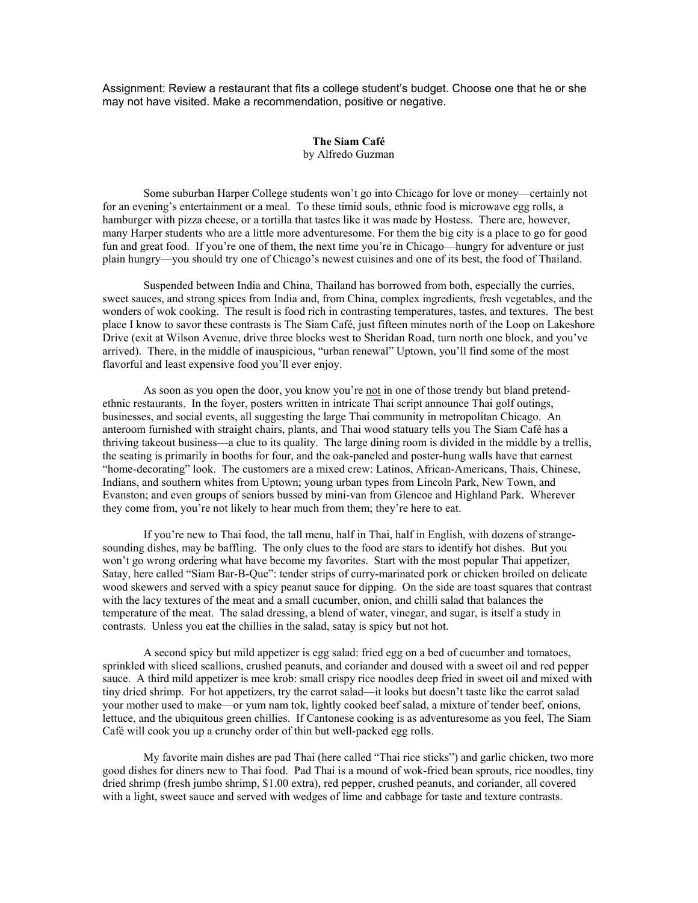Assignment: Review a restaurant that fits a college student's budget. Choose one that he or she may not have visited. Make a recommendation, positive or negative.

**The Siam Café**
by Alfredo Guzman

Some suburban Harper College students won't go into Chicago for love or money—certainly not for an evening's entertainment or a meal. To these timid souls, ethnic food is microwave egg rolls, a hamburger with pizza cheese, or a tortilla that tastes like it was made by Hostess. There are, however, many Harper students who are a little more adventuresome. For them the big city is a place to go for good fun and great food. If you're one of them, the next time you're in Chicago—hungry for adventure or just plain hungry—you should try one of Chicago's newest cuisines and one of its best, the food of Thailand.

Suspended between India and China, Thailand has borrowed from both, especially the curries, sweet sauces, and strong spices from India and, from China, complex ingredients, fresh vegetables, and the wonders of wok cooking. The result is food rich in contrasting temperatures, tastes, and textures. The best place I know to savor these contrasts is The Siam Café, just fifteen minutes north of the Loop on Lakeshore Drive (exit at Wilson Avenue, drive three blocks west to Sheridan Road, turn north one block, and you've arrived). There, in the middle of inauspicious, "urban renewal" Uptown, you'll find some of the most flavorful and least expensive food you'll ever enjoy.

As soon as you open the door, you know you're <u>not</u> in one of those trendy but bland pretend-ethnic restaurants. In the foyer, posters written in intricate Thai script announce Thai golf outings, businesses, and social events, all suggesting the large Thai community in metropolitan Chicago. An anteroom furnished with straight chairs, plants, and Thai wood statuary tells you The Siam Café has a thriving takeout business—a clue to its quality. The large dining room is divided in the middle by a trellis, the seating is primarily in booths for four, and the oak-paneled and poster-hung walls have that earnest "home-decorating" look. The customers are a mixed crew: Latinos, African-Americans, Thais, Chinese, Indians, and southern whites from Uptown; young urban types from Lincoln Park, New Town, and Evanston; and even groups of seniors bussed by mini-van from Glencoe and Highland Park. Wherever they come from, you're not likely to hear much from them; they're here to eat.

If you're new to Thai food, the tall menu, half in Thai, half in English, with dozens of strange-sounding dishes, may be baffling. The only clues to the food are stars to identify hot dishes. But you won't go wrong ordering what have become my favorites. Start with the most popular Thai appetizer, Satay, here called "Siam Bar-B-Que": tender strips of curry-marinated pork or chicken broiled on delicate wood skewers and served with a spicy peanut sauce for dipping. On the side are toast squares that contrast with the lacy textures of the meat and a small cucumber, onion, and chilli salad that balances the temperature of the meat. The salad dressing, a blend of water, vinegar, and sugar, is itself a study in contrasts. Unless you eat the chillies in the salad, satay is spicy but not hot.

A second spicy but mild appetizer is egg salad: fried egg on a bed of cucumber and tomatoes, sprinkled with sliced scallions, crushed peanuts, and coriander and doused with a sweet oil and red pepper sauce. A third mild appetizer is mee krob: small crispy rice noodles deep fried in sweet oil and mixed with tiny dried shrimp. For hot appetizers, try the carrot salad—it looks but doesn't taste like the carrot salad your mother used to make—or yum nam tok, lightly cooked beef salad, a mixture of tender beef, onions, lettuce, and the ubiquitous green chillies. If Cantonese cooking is as adventuresome as you feel, The Siam Café will cook you up a crunchy order of thin but well-packed egg rolls.

My favorite main dishes are pad Thai (here called "Thai rice sticks") and garlic chicken, two more good dishes for diners new to Thai food. Pad Thai is a mound of wok-fried bean sprouts, rice noodles, tiny dried shrimp (fresh jumbo shrimp, $1.00 extra), red pepper, crushed peanuts, and coriander, all covered with a light, sweet sauce and served with wedges of lime and cabbage for taste and texture contrasts.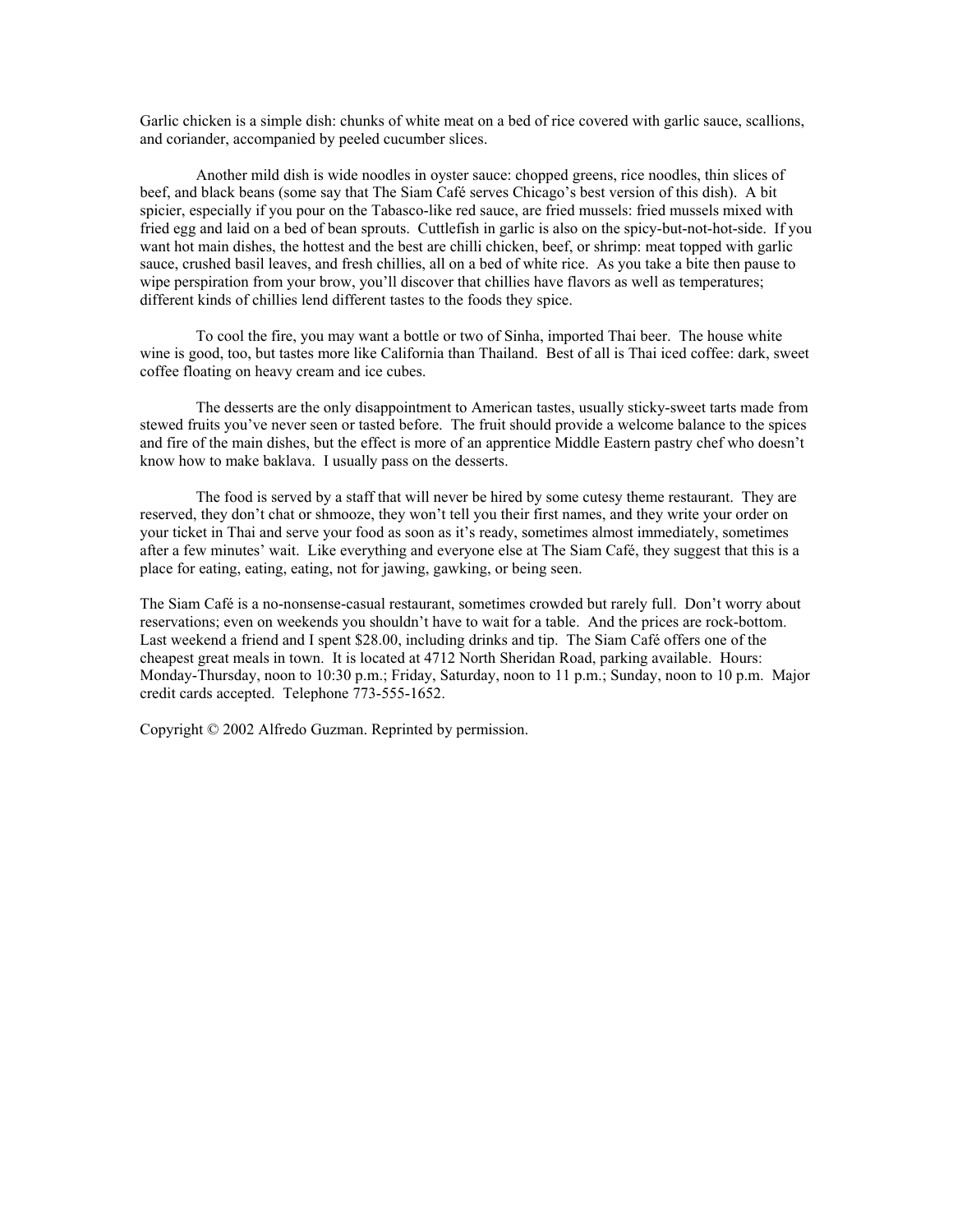Garlic chicken is a simple dish: chunks of white meat on a bed of rice covered with garlic sauce, scallions, and coriander, accompanied by peeled cucumber slices.

Another mild dish is wide noodles in oyster sauce: chopped greens, rice noodles, thin slices of beef, and black beans (some say that The Siam Café serves Chicago's best version of this dish). A bit spicier, especially if you pour on the Tabasco-like red sauce, are fried mussels: fried mussels mixed with fried egg and laid on a bed of bean sprouts. Cuttlefish in garlic is also on the spicy-but-not-hot-side. If you want hot main dishes, the hottest and the best are chilli chicken, beef, or shrimp: meat topped with garlic sauce, crushed basil leaves, and fresh chillies, all on a bed of white rice. As you take a bite then pause to wipe perspiration from your brow, you'll discover that chillies have flavors as well as temperatures; different kinds of chillies lend different tastes to the foods they spice.

To cool the fire, you may want a bottle or two of Sinha, imported Thai beer. The house white wine is good, too, but tastes more like California than Thailand. Best of all is Thai iced coffee: dark, sweet coffee floating on heavy cream and ice cubes.

The desserts are the only disappointment to American tastes, usually sticky-sweet tarts made from stewed fruits you've never seen or tasted before. The fruit should provide a welcome balance to the spices and fire of the main dishes, but the effect is more of an apprentice Middle Eastern pastry chef who doesn't know how to make baklava. I usually pass on the desserts.

The food is served by a staff that will never be hired by some cutesy theme restaurant. They are reserved, they don't chat or shmooze, they won't tell you their first names, and they write your order on your ticket in Thai and serve your food as soon as it's ready, sometimes almost immediately, sometimes after a few minutes' wait. Like everything and everyone else at The Siam Café, they suggest that this is a place for eating, eating, eating, not for jawing, gawking, or being seen.

The Siam Café is a no-nonsense-casual restaurant, sometimes crowded but rarely full. Don't worry about reservations; even on weekends you shouldn't have to wait for a table. And the prices are rock-bottom. Last weekend a friend and I spent $28.00, including drinks and tip. The Siam Café offers one of the cheapest great meals in town. It is located at 4712 North Sheridan Road, parking available. Hours: Monday-Thursday, noon to 10:30 p.m.; Friday, Saturday, noon to 11 p.m.; Sunday, noon to 10 p.m. Major credit cards accepted. Telephone 773-555-1652.

Copyright © 2002 Alfredo Guzman. Reprinted by permission.